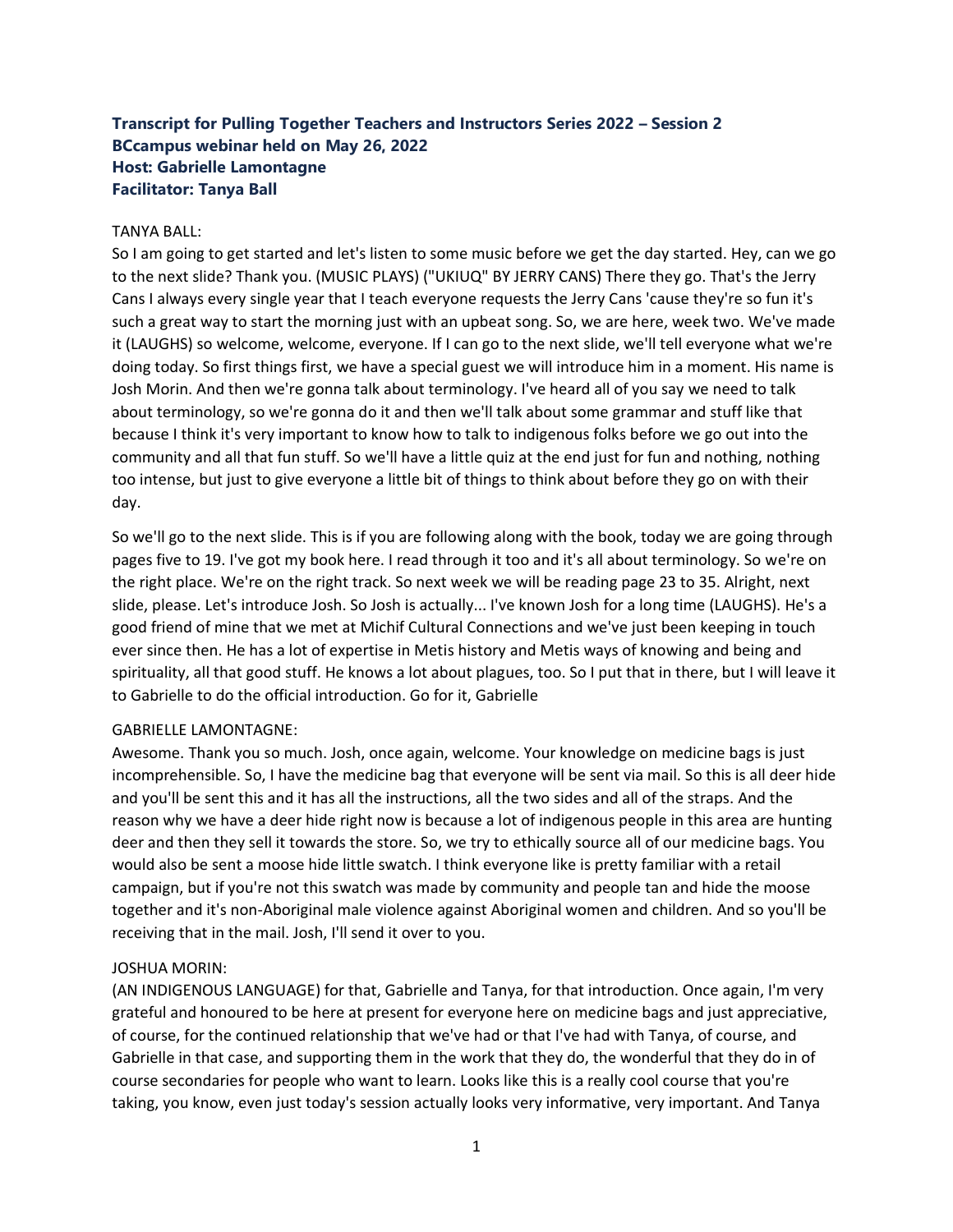**Transcript for Pulling Together Teachers and Instructors Series 2022 – Session 2**
**BCcampus webinar held on May 26, 2022**
**Host: Gabrielle Lamontagne**
**Facilitator: Tanya Ball**

TANYA BALL:
So I am going to get started and let's listen to some music before we get the day started. Hey, can we go to the next slide? Thank you. (MUSIC PLAYS) ("UKIUQ" BY JERRY CANS) There they go. That's the Jerry Cans I always every single year that I teach everyone requests the Jerry Cans 'cause they're so fun it's such a great way to start the morning just with an upbeat song. So, we are here, week two. We've made it (LAUGHS) so welcome, welcome, everyone. If I can go to the next slide, we'll tell everyone what we're doing today. So first things first, we have a special guest we will introduce him in a moment. His name is Josh Morin. And then we're gonna talk about terminology. I've heard all of you say we need to talk about terminology, so we're gonna do it and then we'll talk about some grammar and stuff like that because I think it's very important to know how to talk to indigenous folks before we go out into the community and all that fun stuff. So we'll have a little quiz at the end just for fun and nothing, nothing too intense, but just to give everyone a little bit of things to think about before they go on with their day.

So we'll go to the next slide. This is if you are following along with the book, today we are going through pages five to 19. I've got my book here. I read through it too and it's all about terminology. So we're on the right place. We're on the right track. So next week we will be reading page 23 to 35. Alright, next slide, please. Let's introduce Josh. So Josh is actually... I've known Josh for a long time (LAUGHS). He's a good friend of mine that we met at Michif Cultural Connections and we've just been keeping in touch ever since then. He has a lot of expertise in Metis history and Metis ways of knowing and being and spirituality, all that good stuff. He knows a lot about plagues, too. So I put that in there, but I will leave it to Gabrielle to do the official introduction. Go for it, Gabrielle

GABRIELLE LAMONTAGNE:
Awesome. Thank you so much. Josh, once again, welcome. Your knowledge on medicine bags is just incomprehensible. So, I have the medicine bag that everyone will be sent via mail. So this is all deer hide and you'll be sent this and it has all the instructions, all the two sides and all of the straps. And the reason why we have a deer hide right now is because a lot of indigenous people in this area are hunting deer and then they sell it towards the store. So, we try to ethically source all of our medicine bags. You would also be sent a moose hide little swatch. I think everyone like is pretty familiar with a retail campaign, but if you're not this swatch was made by community and people tan and hide the moose together and it's non-Aboriginal male violence against Aboriginal women and children. And so you'll be receiving that in the mail. Josh, I'll send it over to you.

JOSHUA MORIN:
(AN INDIGENOUS LANGUAGE) for that, Gabrielle and Tanya, for that introduction. Once again, I'm very grateful and honoured to be here at present for everyone here on medicine bags and just appreciative, of course, for the continued relationship that we've had or that I've had with Tanya, of course, and Gabrielle in that case, and supporting them in the work that they do, the wonderful that they do in of course secondaries for people who want to learn. Looks like this is a really cool course that you're taking, you know, even just today's session actually looks very informative, very important. And Tanya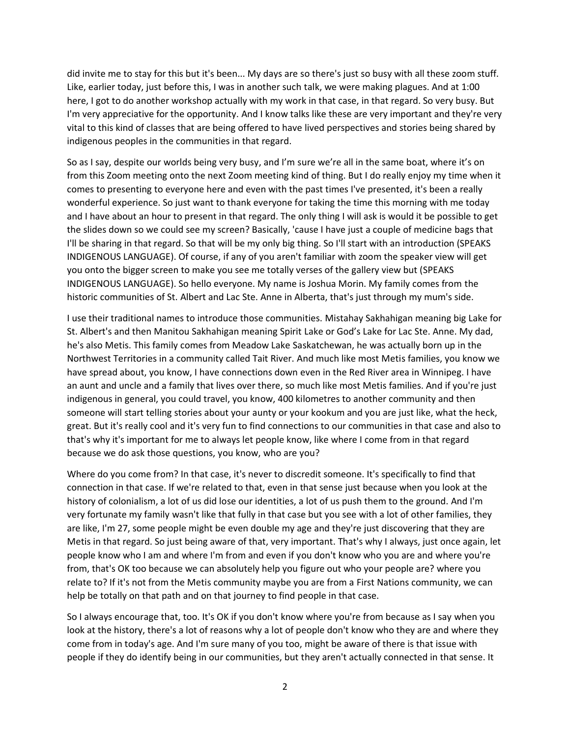did invite me to stay for this but it's been... My days are so there's just so busy with all these zoom stuff. Like, earlier today, just before this, I was in another such talk, we were making plagues. And at 1:00 here, I got to do another workshop actually with my work in that case, in that regard. So very busy. But I'm very appreciative for the opportunity. And I know talks like these are very important and they're very vital to this kind of classes that are being offered to have lived perspectives and stories being shared by indigenous peoples in the communities in that regard.

So as I say, despite our worlds being very busy, and I'm sure we're all in the same boat, where it's on from this Zoom meeting onto the next Zoom meeting kind of thing. But I do really enjoy my time when it comes to presenting to everyone here and even with the past times I've presented, it's been a really wonderful experience. So just want to thank everyone for taking the time this morning with me today and I have about an hour to present in that regard. The only thing I will ask is would it be possible to get the slides down so we could see my screen? Basically, 'cause I have just a couple of medicine bags that I'll be sharing in that regard. So that will be my only big thing. So I'll start with an introduction (SPEAKS INDIGENOUS LANGUAGE). Of course, if any of you aren't familiar with zoom the speaker view will get you onto the bigger screen to make you see me totally verses of the gallery view but (SPEAKS INDIGENOUS LANGUAGE). So hello everyone. My name is Joshua Morin. My family comes from the historic communities of St. Albert and Lac Ste. Anne in Alberta, that's just through my mum's side.

I use their traditional names to introduce those communities. Mistahay Sakhahigan meaning big Lake for St. Albert's and then Manitou Sakhahigan meaning Spirit Lake or God's Lake for Lac Ste. Anne. My dad, he's also Metis. This family comes from Meadow Lake Saskatchewan, he was actually born up in the Northwest Territories in a community called Tait River. And much like most Metis families, you know we have spread about, you know, I have connections down even in the Red River area in Winnipeg. I have an aunt and uncle and a family that lives over there, so much like most Metis families. And if you're just indigenous in general, you could travel, you know, 400 kilometres to another community and then someone will start telling stories about your aunty or your kookum and you are just like, what the heck, great. But it's really cool and it's very fun to find connections to our communities in that case and also to that's why it's important for me to always let people know, like where I come from in that regard because we do ask those questions, you know, who are you?

Where do you come from? In that case, it's never to discredit someone. It's specifically to find that connection in that case. If we're related to that, even in that sense just because when you look at the history of colonialism, a lot of us did lose our identities, a lot of us push them to the ground. And I'm very fortunate my family wasn't like that fully in that case but you see with a lot of other families, they are like, I'm 27, some people might be even double my age and they're just discovering that they are Metis in that regard. So just being aware of that, very important. That's why I always, just once again, let people know who I am and where I'm from and even if you don't know who you are and where you're from, that's OK too because we can absolutely help you figure out who your people are? where you relate to? If it's not from the Metis community maybe you are from a First Nations community, we can help be totally on that path and on that journey to find people in that case.

So I always encourage that, too. It's OK if you don't know where you're from because as I say when you look at the history, there's a lot of reasons why a lot of people don't know who they are and where they come from in today's age. And I'm sure many of you too, might be aware of there is that issue with people if they do identify being in our communities, but they aren't actually connected in that sense. It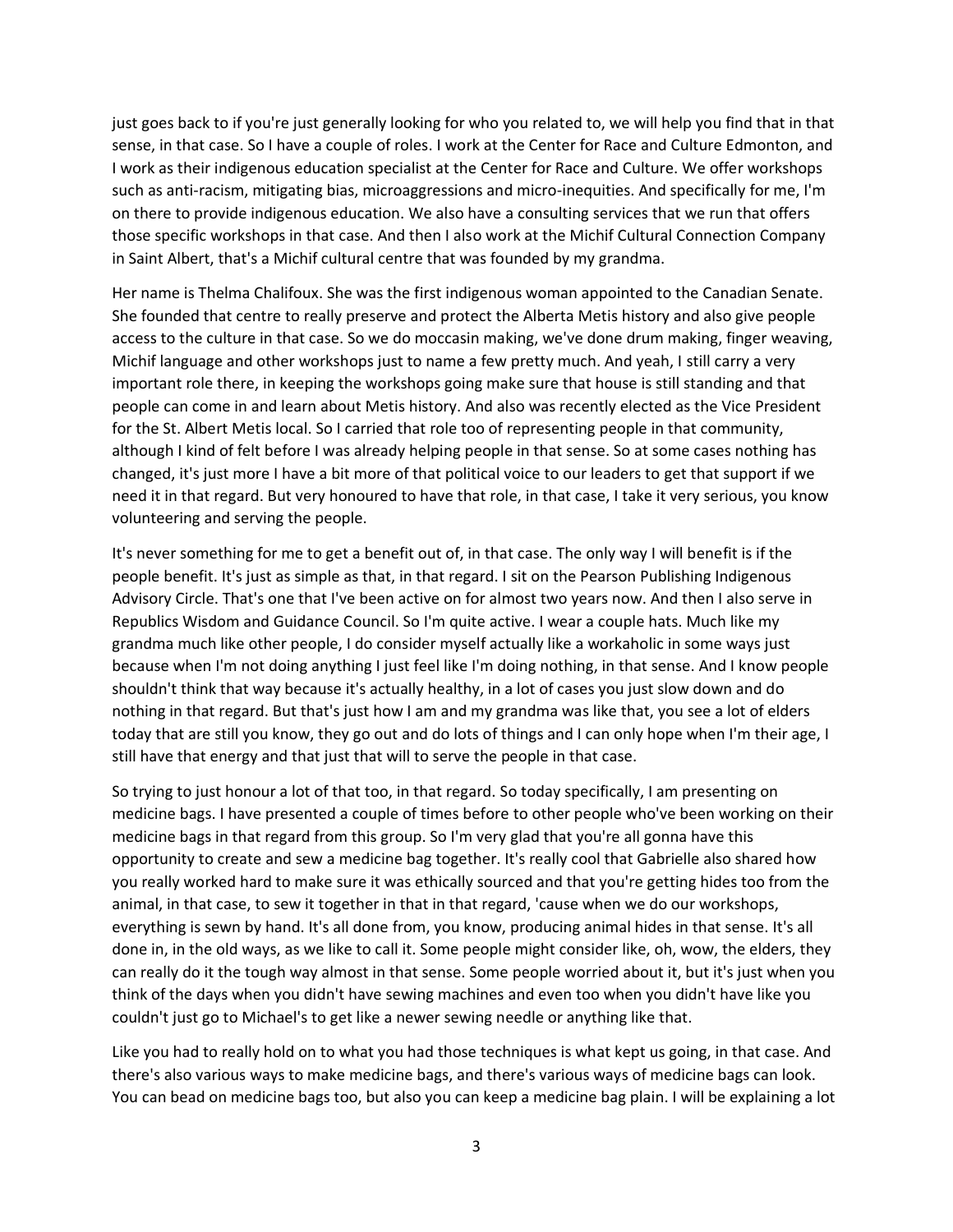just goes back to if you're just generally looking for who you related to, we will help you find that in that sense, in that case. So I have a couple of roles. I work at the Center for Race and Culture Edmonton, and I work as their indigenous education specialist at the Center for Race and Culture. We offer workshops such as anti-racism, mitigating bias, microaggressions and micro-inequities. And specifically for me, I'm on there to provide indigenous education. We also have a consulting services that we run that offers those specific workshops in that case. And then I also work at the Michif Cultural Connection Company in Saint Albert, that's a Michif cultural centre that was founded by my grandma.

Her name is Thelma Chalifoux. She was the first indigenous woman appointed to the Canadian Senate. She founded that centre to really preserve and protect the Alberta Metis history and also give people access to the culture in that case. So we do moccasin making, we've done drum making, finger weaving, Michif language and other workshops just to name a few pretty much. And yeah, I still carry a very important role there, in keeping the workshops going make sure that house is still standing and that people can come in and learn about Metis history. And also was recently elected as the Vice President for the St. Albert Metis local. So I carried that role too of representing people in that community, although I kind of felt before I was already helping people in that sense. So at some cases nothing has changed, it's just more I have a bit more of that political voice to our leaders to get that support if we need it in that regard. But very honoured to have that role, in that case, I take it very serious, you know volunteering and serving the people.

It's never something for me to get a benefit out of, in that case. The only way I will benefit is if the people benefit. It's just as simple as that, in that regard. I sit on the Pearson Publishing Indigenous Advisory Circle. That's one that I've been active on for almost two years now. And then I also serve in Republics Wisdom and Guidance Council. So I'm quite active. I wear a couple hats. Much like my grandma much like other people, I do consider myself actually like a workaholic in some ways just because when I'm not doing anything I just feel like I'm doing nothing, in that sense. And I know people shouldn't think that way because it's actually healthy, in a lot of cases you just slow down and do nothing in that regard. But that's just how I am and my grandma was like that, you see a lot of elders today that are still you know, they go out and do lots of things and I can only hope when I'm their age, I still have that energy and that just that will to serve the people in that case.

So trying to just honour a lot of that too, in that regard. So today specifically, I am presenting on medicine bags. I have presented a couple of times before to other people who've been working on their medicine bags in that regard from this group. So I'm very glad that you're all gonna have this opportunity to create and sew a medicine bag together. It's really cool that Gabrielle also shared how you really worked hard to make sure it was ethically sourced and that you're getting hides too from the animal, in that case, to sew it together in that in that regard, 'cause when we do our workshops, everything is sewn by hand. It's all done from, you know, producing animal hides in that sense. It's all done in, in the old ways, as we like to call it. Some people might consider like, oh, wow, the elders, they can really do it the tough way almost in that sense. Some people worried about it, but it's just when you think of the days when you didn't have sewing machines and even too when you didn't have like you couldn't just go to Michael's to get like a newer sewing needle or anything like that.

Like you had to really hold on to what you had those techniques is what kept us going, in that case. And there's also various ways to make medicine bags, and there's various ways of medicine bags can look. You can bead on medicine bags too, but also you can keep a medicine bag plain. I will be explaining a lot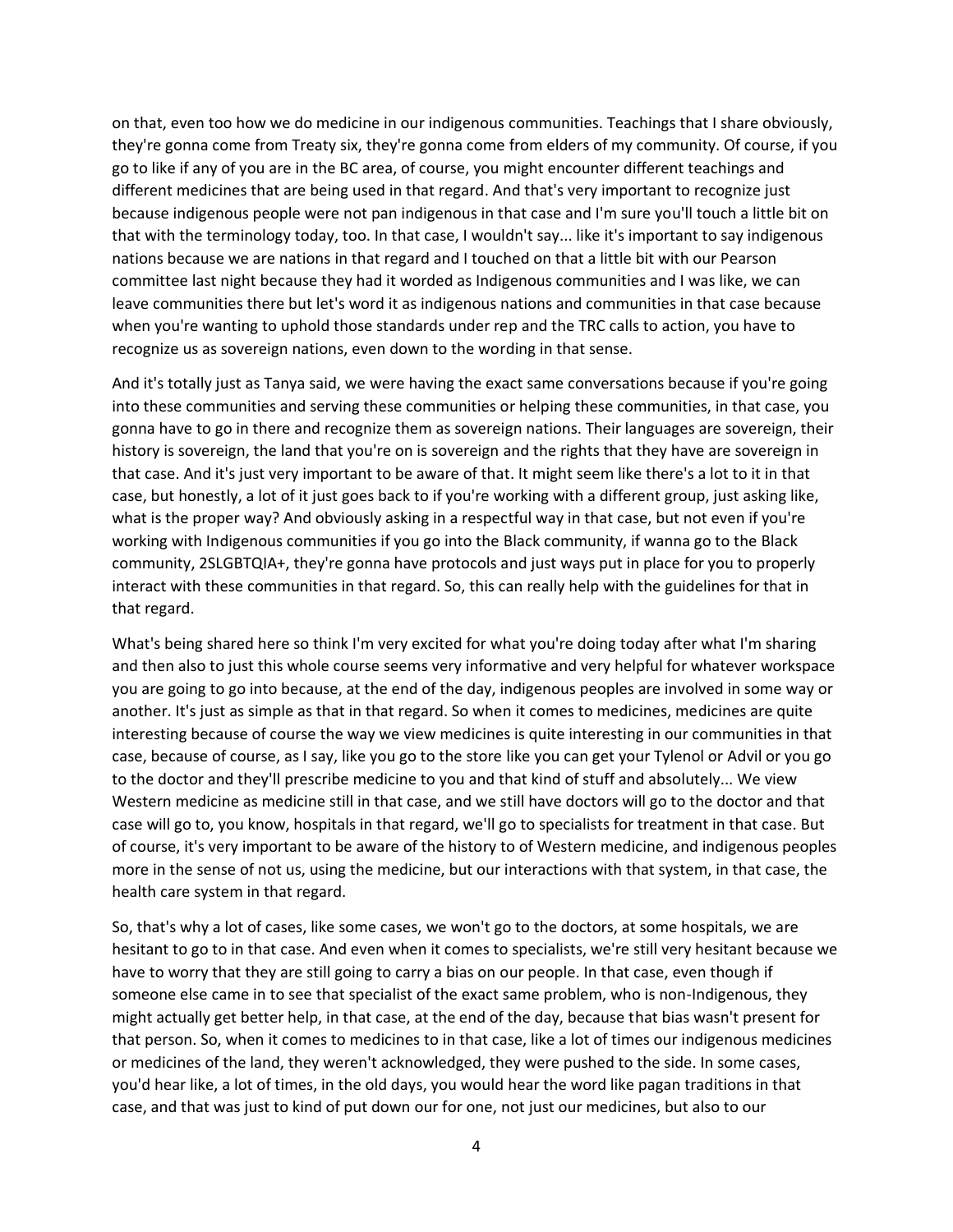on that, even too how we do medicine in our indigenous communities. Teachings that I share obviously, they're gonna come from Treaty six, they're gonna come from elders of my community. Of course, if you go to like if any of you are in the BC area, of course, you might encounter different teachings and different medicines that are being used in that regard. And that's very important to recognize just because indigenous people were not pan indigenous in that case and I'm sure you'll touch a little bit on that with the terminology today, too. In that case, I wouldn't say... like it's important to say indigenous nations because we are nations in that regard and I touched on that a little bit with our Pearson committee last night because they had it worded as Indigenous communities and I was like, we can leave communities there but let's word it as indigenous nations and communities in that case because when you're wanting to uphold those standards under rep and the TRC calls to action, you have to recognize us as sovereign nations, even down to the wording in that sense.

And it's totally just as Tanya said, we were having the exact same conversations because if you're going into these communities and serving these communities or helping these communities, in that case, you gonna have to go in there and recognize them as sovereign nations. Their languages are sovereign, their history is sovereign, the land that you're on is sovereign and the rights that they have are sovereign in that case. And it's just very important to be aware of that. It might seem like there's a lot to it in that case, but honestly, a lot of it just goes back to if you're working with a different group, just asking like, what is the proper way? And obviously asking in a respectful way in that case, but not even if you're working with Indigenous communities if you go into the Black community, if wanna go to the Black community, 2SLGBTQIA+, they're gonna have protocols and just ways put in place for you to properly interact with these communities in that regard. So, this can really help with the guidelines for that in that regard.

What's being shared here so think I'm very excited for what you're doing today after what I'm sharing and then also to just this whole course seems very informative and very helpful for whatever workspace you are going to go into because, at the end of the day, indigenous peoples are involved in some way or another. It's just as simple as that in that regard. So when it comes to medicines, medicines are quite interesting because of course the way we view medicines is quite interesting in our communities in that case, because of course, as I say, like you go to the store like you can get your Tylenol or Advil or you go to the doctor and they'll prescribe medicine to you and that kind of stuff and absolutely... We view Western medicine as medicine still in that case, and we still have doctors will go to the doctor and that case will go to, you know, hospitals in that regard, we'll go to specialists for treatment in that case. But of course, it's very important to be aware of the history to of Western medicine, and indigenous peoples more in the sense of not us, using the medicine, but our interactions with that system, in that case, the health care system in that regard.

So, that's why a lot of cases, like some cases, we won't go to the doctors, at some hospitals, we are hesitant to go to in that case. And even when it comes to specialists, we're still very hesitant because we have to worry that they are still going to carry a bias on our people. In that case, even though if someone else came in to see that specialist of the exact same problem, who is non-Indigenous, they might actually get better help, in that case, at the end of the day, because that bias wasn't present for that person. So, when it comes to medicines to in that case, like a lot of times our indigenous medicines or medicines of the land, they weren't acknowledged, they were pushed to the side. In some cases, you'd hear like, a lot of times, in the old days, you would hear the word like pagan traditions in that case, and that was just to kind of put down our for one, not just our medicines, but also to our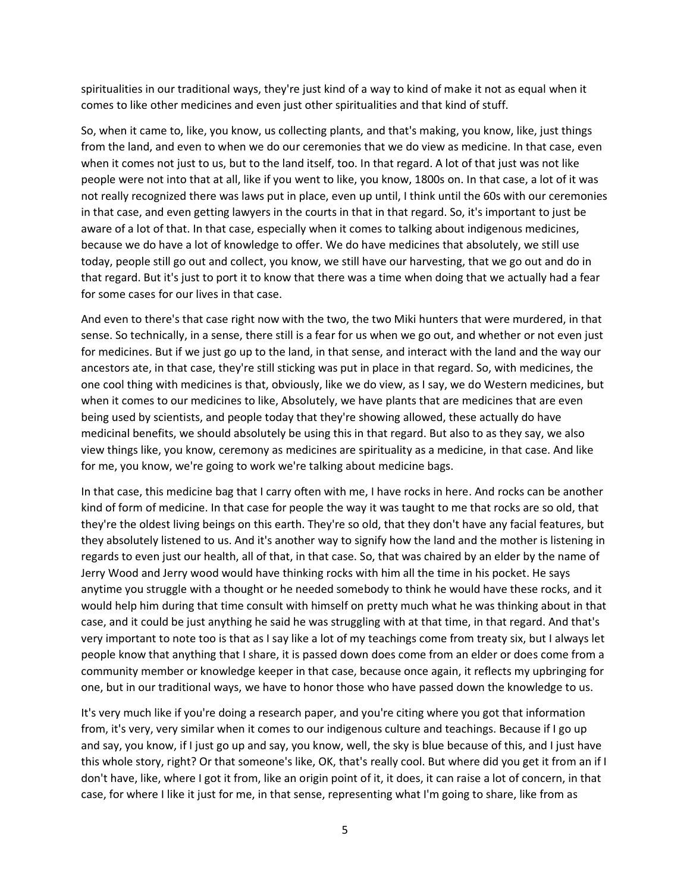spiritualities in our traditional ways, they're just kind of a way to kind of make it not as equal when it comes to like other medicines and even just other spiritualities and that kind of stuff.

So, when it came to, like, you know, us collecting plants, and that's making, you know, like, just things from the land, and even to when we do our ceremonies that we do view as medicine. In that case, even when it comes not just to us, but to the land itself, too. In that regard. A lot of that just was not like people were not into that at all, like if you went to like, you know, 1800s on. In that case, a lot of it was not really recognized there was laws put in place, even up until, I think until the 60s with our ceremonies in that case, and even getting lawyers in the courts in that in that regard. So, it's important to just be aware of a lot of that. In that case, especially when it comes to talking about indigenous medicines, because we do have a lot of knowledge to offer. We do have medicines that absolutely, we still use today, people still go out and collect, you know, we still have our harvesting, that we go out and do in that regard. But it's just to port it to know that there was a time when doing that we actually had a fear for some cases for our lives in that case.

And even to there's that case right now with the two, the two Miki hunters that were murdered, in that sense. So technically, in a sense, there still is a fear for us when we go out, and whether or not even just for medicines. But if we just go up to the land, in that sense, and interact with the land and the way our ancestors ate, in that case, they're still sticking was put in place in that regard. So, with medicines, the one cool thing with medicines is that, obviously, like we do view, as I say, we do Western medicines, but when it comes to our medicines to like, Absolutely, we have plants that are medicines that are even being used by scientists, and people today that they're showing allowed, these actually do have medicinal benefits, we should absolutely be using this in that regard. But also to as they say, we also view things like, you know, ceremony as medicines are spirituality as a medicine, in that case. And like for me, you know, we're going to work we're talking about medicine bags.

In that case, this medicine bag that I carry often with me, I have rocks in here. And rocks can be another kind of form of medicine. In that case for people the way it was taught to me that rocks are so old, that they're the oldest living beings on this earth. They're so old, that they don't have any facial features, but they absolutely listened to us. And it's another way to signify how the land and the mother is listening in regards to even just our health, all of that, in that case. So, that was chaired by an elder by the name of Jerry Wood and Jerry wood would have thinking rocks with him all the time in his pocket. He says anytime you struggle with a thought or he needed somebody to think he would have these rocks, and it would help him during that time consult with himself on pretty much what he was thinking about in that case, and it could be just anything he said he was struggling with at that time, in that regard. And that's very important to note too is that as I say like a lot of my teachings come from treaty six, but I always let people know that anything that I share, it is passed down does come from an elder or does come from a community member or knowledge keeper in that case, because once again, it reflects my upbringing for one, but in our traditional ways, we have to honor those who have passed down the knowledge to us.

It's very much like if you're doing a research paper, and you're citing where you got that information from, it's very, very similar when it comes to our indigenous culture and teachings. Because if I go up and say, you know, if I just go up and say, you know, well, the sky is blue because of this, and I just have this whole story, right? Or that someone's like, OK, that's really cool. But where did you get it from an if I don't have, like, where I got it from, like an origin point of it, it does, it can raise a lot of concern, in that case, for where I like it just for me, in that sense, representing what I'm going to share, like from as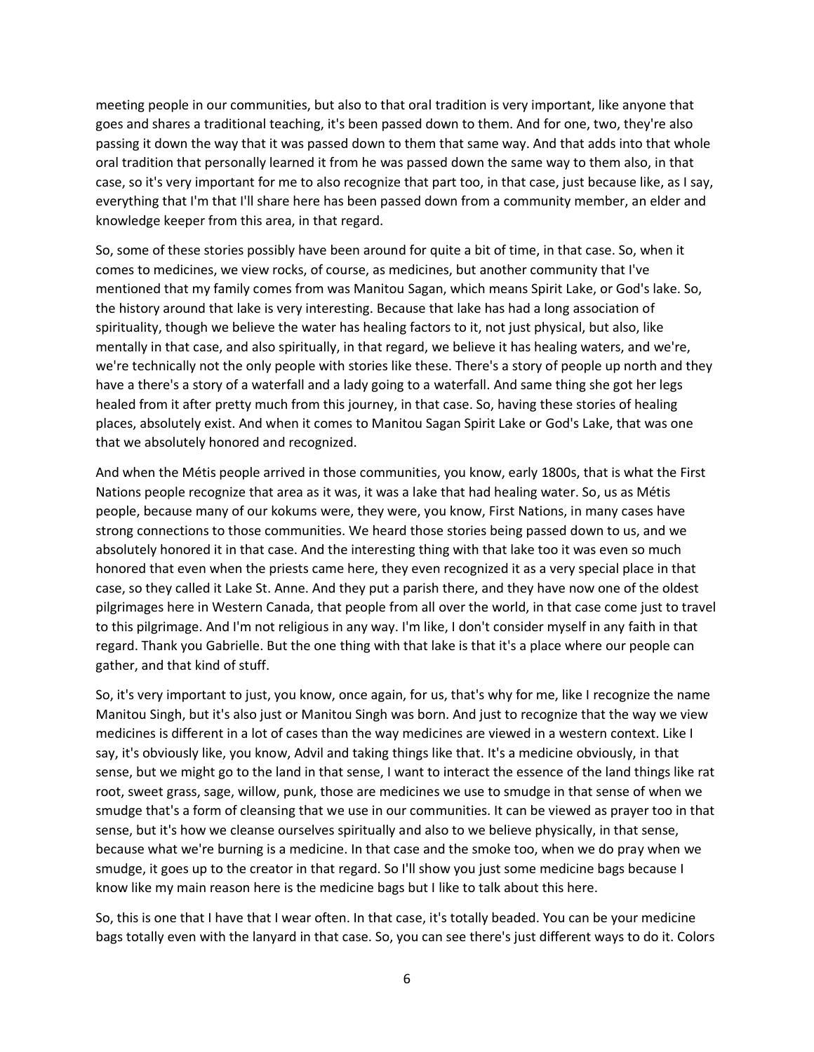meeting people in our communities, but also to that oral tradition is very important, like anyone that goes and shares a traditional teaching, it's been passed down to them. And for one, two, they're also passing it down the way that it was passed down to them that same way. And that adds into that whole oral tradition that personally learned it from he was passed down the same way to them also, in that case, so it's very important for me to also recognize that part too, in that case, just because like, as I say, everything that I'm that I'll share here has been passed down from a community member, an elder and knowledge keeper from this area, in that regard.

So, some of these stories possibly have been around for quite a bit of time, in that case. So, when it comes to medicines, we view rocks, of course, as medicines, but another community that I've mentioned that my family comes from was Manitou Sagan, which means Spirit Lake, or God's lake. So, the history around that lake is very interesting. Because that lake has had a long association of spirituality, though we believe the water has healing factors to it, not just physical, but also, like mentally in that case, and also spiritually, in that regard, we believe it has healing waters, and we're, we're technically not the only people with stories like these. There's a story of people up north and they have a there's a story of a waterfall and a lady going to a waterfall. And same thing she got her legs healed from it after pretty much from this journey, in that case. So, having these stories of healing places, absolutely exist. And when it comes to Manitou Sagan Spirit Lake or God's Lake, that was one that we absolutely honored and recognized.

And when the Métis people arrived in those communities, you know, early 1800s, that is what the First Nations people recognize that area as it was, it was a lake that had healing water. So, us as Métis people, because many of our kokums were, they were, you know, First Nations, in many cases have strong connections to those communities. We heard those stories being passed down to us, and we absolutely honored it in that case. And the interesting thing with that lake too it was even so much honored that even when the priests came here, they even recognized it as a very special place in that case, so they called it Lake St. Anne. And they put a parish there, and they have now one of the oldest pilgrimages here in Western Canada, that people from all over the world, in that case come just to travel to this pilgrimage. And I'm not religious in any way. I'm like, I don't consider myself in any faith in that regard. Thank you Gabrielle. But the one thing with that lake is that it's a place where our people can gather, and that kind of stuff.

So, it's very important to just, you know, once again, for us, that's why for me, like I recognize the name Manitou Singh, but it's also just or Manitou Singh was born. And just to recognize that the way we view medicines is different in a lot of cases than the way medicines are viewed in a western context. Like I say, it's obviously like, you know, Advil and taking things like that. It's a medicine obviously, in that sense, but we might go to the land in that sense, I want to interact the essence of the land things like rat root, sweet grass, sage, willow, punk, those are medicines we use to smudge in that sense of when we smudge that's a form of cleansing that we use in our communities. It can be viewed as prayer too in that sense, but it's how we cleanse ourselves spiritually and also to we believe physically, in that sense, because what we're burning is a medicine. In that case and the smoke too, when we do pray when we smudge, it goes up to the creator in that regard. So I'll show you just some medicine bags because I know like my main reason here is the medicine bags but I like to talk about this here.

So, this is one that I have that I wear often. In that case, it's totally beaded. You can be your medicine bags totally even with the lanyard in that case. So, you can see there's just different ways to do it. Colors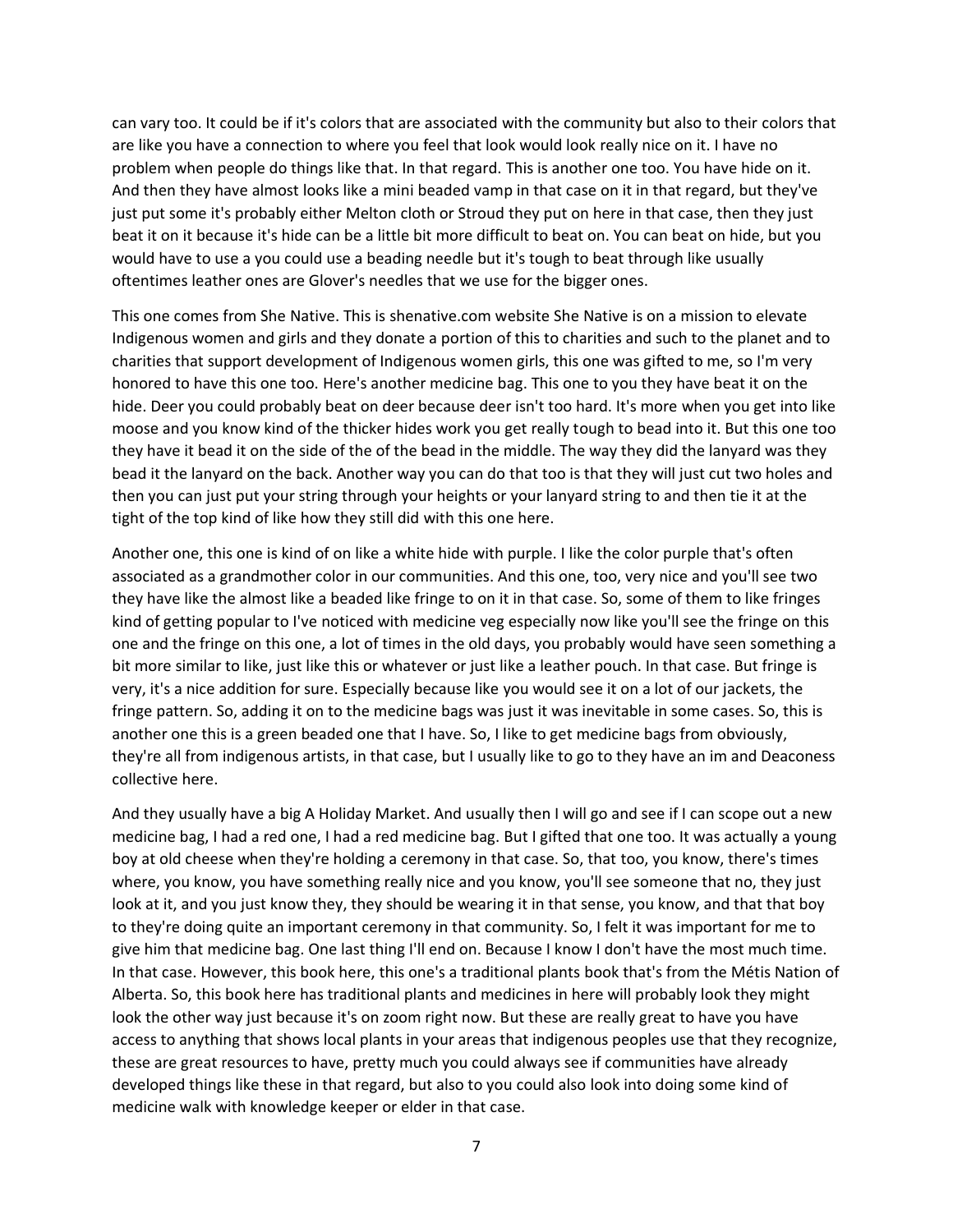can vary too. It could be if it's colors that are associated with the community but also to their colors that are like you have a connection to where you feel that look would look really nice on it. I have no problem when people do things like that. In that regard. This is another one too. You have hide on it. And then they have almost looks like a mini beaded vamp in that case on it in that regard, but they've just put some it's probably either Melton cloth or Stroud they put on here in that case, then they just beat it on it because it's hide can be a little bit more difficult to beat on. You can beat on hide, but you would have to use a you could use a beading needle but it's tough to beat through like usually oftentimes leather ones are Glover's needles that we use for the bigger ones.

This one comes from She Native. This is shenative.com website She Native is on a mission to elevate Indigenous women and girls and they donate a portion of this to charities and such to the planet and to charities that support development of Indigenous women girls, this one was gifted to me, so I'm very honored to have this one too. Here's another medicine bag. This one to you they have beat it on the hide. Deer you could probably beat on deer because deer isn't too hard. It's more when you get into like moose and you know kind of the thicker hides work you get really tough to bead into it. But this one too they have it bead it on the side of the of the bead in the middle. The way they did the lanyard was they bead it the lanyard on the back. Another way you can do that too is that they will just cut two holes and then you can just put your string through your heights or your lanyard string to and then tie it at the tight of the top kind of like how they still did with this one here.

Another one, this one is kind of on like a white hide with purple. I like the color purple that's often associated as a grandmother color in our communities. And this one, too, very nice and you'll see two they have like the almost like a beaded like fringe to on it in that case. So, some of them to like fringes kind of getting popular to I've noticed with medicine veg especially now like you'll see the fringe on this one and the fringe on this one, a lot of times in the old days, you probably would have seen something a bit more similar to like, just like this or whatever or just like a leather pouch. In that case. But fringe is very, it's a nice addition for sure. Especially because like you would see it on a lot of our jackets, the fringe pattern. So, adding it on to the medicine bags was just it was inevitable in some cases. So, this is another one this is a green beaded one that I have. So, I like to get medicine bags from obviously, they're all from indigenous artists, in that case, but I usually like to go to they have an im and Deaconess collective here.

And they usually have a big A Holiday Market. And usually then I will go and see if I can scope out a new medicine bag, I had a red one, I had a red medicine bag. But I gifted that one too. It was actually a young boy at old cheese when they're holding a ceremony in that case. So, that too, you know, there's times where, you know, you have something really nice and you know, you'll see someone that no, they just look at it, and you just know they, they should be wearing it in that sense, you know, and that that boy to they're doing quite an important ceremony in that community. So, I felt it was important for me to give him that medicine bag. One last thing I'll end on. Because I know I don't have the most much time. In that case. However, this book here, this one's a traditional plants book that's from the Métis Nation of Alberta. So, this book here has traditional plants and medicines in here will probably look they might look the other way just because it's on zoom right now. But these are really great to have you have access to anything that shows local plants in your areas that indigenous peoples use that they recognize, these are great resources to have, pretty much you could always see if communities have already developed things like these in that regard, but also to you could also look into doing some kind of medicine walk with knowledge keeper or elder in that case.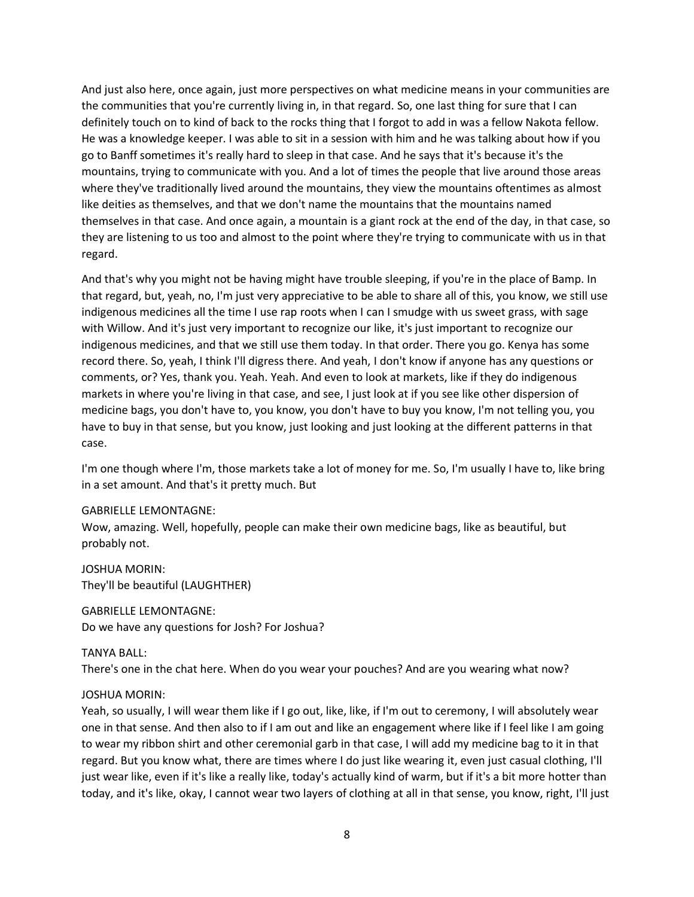And just also here, once again, just more perspectives on what medicine means in your communities are the communities that you're currently living in, in that regard. So, one last thing for sure that I can definitely touch on to kind of back to the rocks thing that I forgot to add in was a fellow Nakota fellow. He was a knowledge keeper. I was able to sit in a session with him and he was talking about how if you go to Banff sometimes it's really hard to sleep in that case. And he says that it's because it's the mountains, trying to communicate with you. And a lot of times the people that live around those areas where they've traditionally lived around the mountains, they view the mountains oftentimes as almost like deities as themselves, and that we don't name the mountains that the mountains named themselves in that case. And once again, a mountain is a giant rock at the end of the day, in that case, so they are listening to us too and almost to the point where they're trying to communicate with us in that regard.

And that's why you might not be having might have trouble sleeping, if you're in the place of Bamp. In that regard, but, yeah, no, I'm just very appreciative to be able to share all of this, you know, we still use indigenous medicines all the time I use rap roots when I can I smudge with us sweet grass, with sage with Willow. And it's just very important to recognize our like, it's just important to recognize our indigenous medicines, and that we still use them today. In that order. There you go. Kenya has some record there. So, yeah, I think I'll digress there. And yeah, I don't know if anyone has any questions or comments, or? Yes, thank you. Yeah. Yeah. And even to look at markets, like if they do indigenous markets in where you're living in that case, and see, I just look at if you see like other dispersion of medicine bags, you don't have to, you know, you don't have to buy you know, I'm not telling you, you have to buy in that sense, but you know, just looking and just looking at the different patterns in that case.

I'm one though where I'm, those markets take a lot of money for me. So, I'm usually I have to, like bring in a set amount. And that's it pretty much. But

GABRIELLE LEMONTAGNE:
Wow, amazing. Well, hopefully, people can make their own medicine bags, like as beautiful, but probably not.

JOSHUA MORIN:
They'll be beautiful (LAUGHTER)

GABRIELLE LEMONTAGNE:
Do we have any questions for Josh? For Joshua?

TANYA BALL:
There's one in the chat here. When do you wear your pouches? And are you wearing what now?

JOSHUA MORIN:
Yeah, so usually, I will wear them like if I go out, like, like, if I'm out to ceremony, I will absolutely wear one in that sense. And then also to if I am out and like an engagement where like if I feel like I am going to wear my ribbon shirt and other ceremonial garb in that case, I will add my medicine bag to it in that regard. But you know what, there are times where I do just like wearing it, even just casual clothing, I'll just wear like, even if it's like a really like, today's actually kind of warm, but if it's a bit more hotter than today, and it's like, okay, I cannot wear two layers of clothing at all in that sense, you know, right, I'll just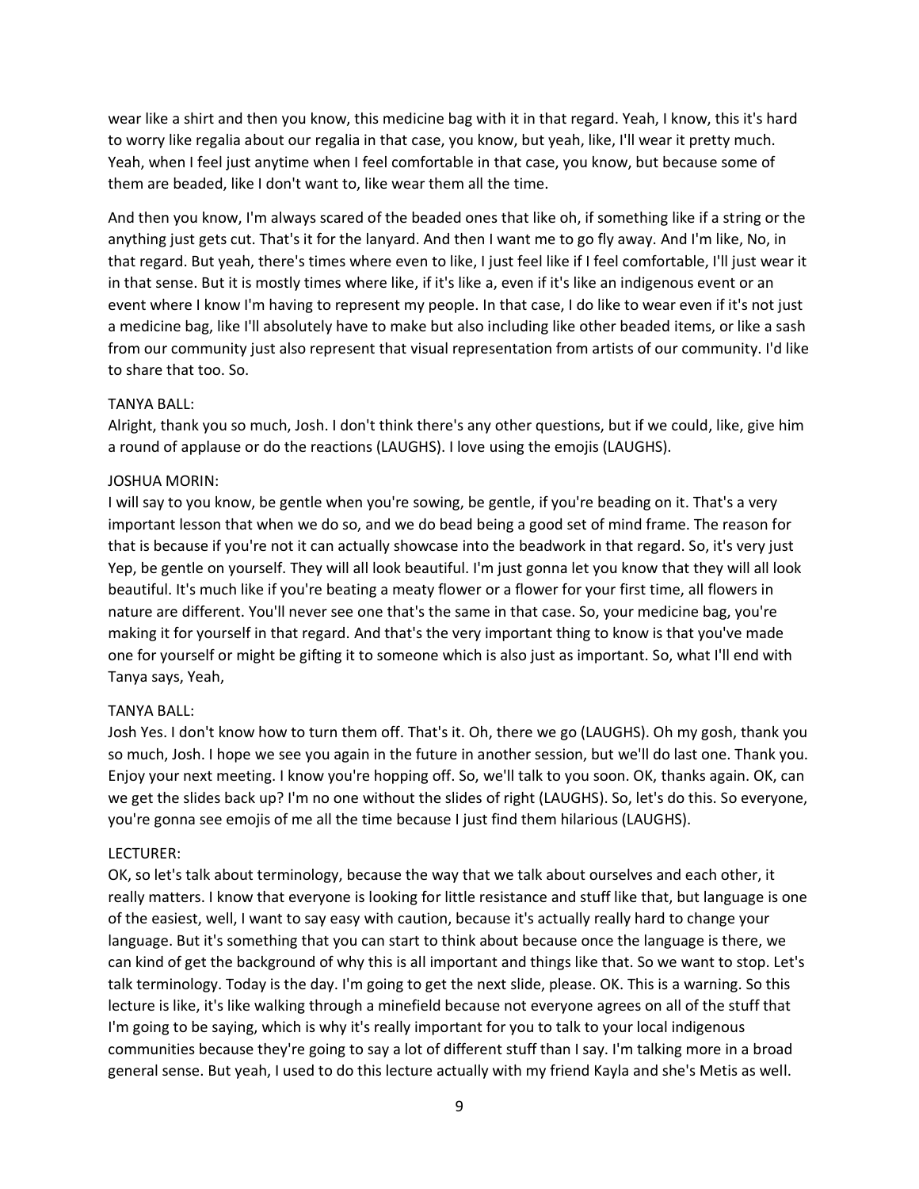wear like a shirt and then you know, this medicine bag with it in that regard. Yeah, I know, this it's hard to worry like regalia about our regalia in that case, you know, but yeah, like, I'll wear it pretty much. Yeah, when I feel just anytime when I feel comfortable in that case, you know, but because some of them are beaded, like I don't want to, like wear them all the time.

And then you know, I'm always scared of the beaded ones that like oh, if something like if a string or the anything just gets cut. That's it for the lanyard. And then I want me to go fly away. And I'm like, No, in that regard. But yeah, there's times where even to like, I just feel like if I feel comfortable, I'll just wear it in that sense. But it is mostly times where like, if it's like a, even if it's like an indigenous event or an event where I know I'm having to represent my people. In that case, I do like to wear even if it's not just a medicine bag, like I'll absolutely have to make but also including like other beaded items, or like a sash from our community just also represent that visual representation from artists of our community. I'd like to share that too. So.

TANYA BALL:
Alright, thank you so much, Josh. I don't think there's any other questions, but if we could, like, give him a round of applause or do the reactions (LAUGHS). I love using the emojis (LAUGHS).

JOSHUA MORIN:
I will say to you know, be gentle when you're sowing, be gentle, if you're beading on it. That's a very important lesson that when we do so, and we do bead being a good set of mind frame. The reason for that is because if you're not it can actually showcase into the beadwork in that regard. So, it's very just Yep, be gentle on yourself. They will all look beautiful. I'm just gonna let you know that they will all look beautiful. It's much like if you're beating a meaty flower or a flower for your first time, all flowers in nature are different. You'll never see one that's the same in that case. So, your medicine bag, you're making it for yourself in that regard. And that's the very important thing to know is that you've made one for yourself or might be gifting it to someone which is also just as important. So, what I'll end with Tanya says, Yeah,

TANYA BALL:
Josh Yes. I don't know how to turn them off. That's it. Oh, there we go (LAUGHS). Oh my gosh, thank you so much, Josh. I hope we see you again in the future in another session, but we'll do last one. Thank you. Enjoy your next meeting. I know you're hopping off. So, we'll talk to you soon. OK, thanks again. OK, can we get the slides back up? I'm no one without the slides of right (LAUGHS). So, let's do this. So everyone, you're gonna see emojis of me all the time because I just find them hilarious (LAUGHS).

LECTURER:
OK, so let's talk about terminology, because the way that we talk about ourselves and each other, it really matters. I know that everyone is looking for little resistance and stuff like that, but language is one of the easiest, well, I want to say easy with caution, because it's actually really hard to change your language. But it's something that you can start to think about because once the language is there, we can kind of get the background of why this is all important and things like that. So we want to stop. Let's talk terminology. Today is the day. I'm going to get the next slide, please. OK. This is a warning. So this lecture is like, it's like walking through a minefield because not everyone agrees on all of the stuff that I'm going to be saying, which is why it's really important for you to talk to your local indigenous communities because they're going to say a lot of different stuff than I say. I'm talking more in a broad general sense. But yeah, I used to do this lecture actually with my friend Kayla and she's Metis as well.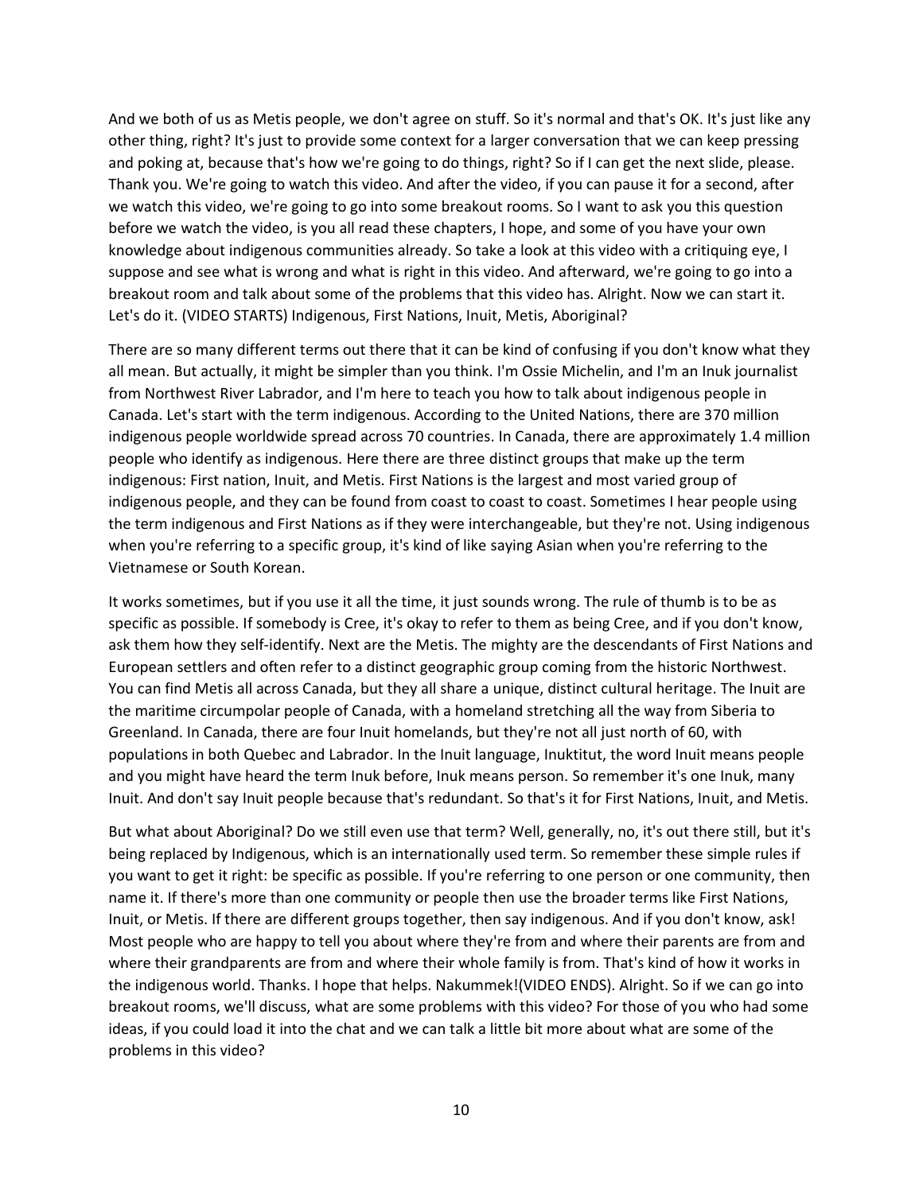And we both of us as Metis people, we don't agree on stuff. So it's normal and that's OK. It's just like any other thing, right? It's just to provide some context for a larger conversation that we can keep pressing and poking at, because that's how we're going to do things, right? So if I can get the next slide, please. Thank you. We're going to watch this video. And after the video, if you can pause it for a second, after we watch this video, we're going to go into some breakout rooms. So I want to ask you this question before we watch the video, is you all read these chapters, I hope, and some of you have your own knowledge about indigenous communities already. So take a look at this video with a critiquing eye, I suppose and see what is wrong and what is right in this video. And afterward, we're going to go into a breakout room and talk about some of the problems that this video has. Alright. Now we can start it. Let's do it. (VIDEO STARTS) Indigenous, First Nations, Inuit, Metis, Aboriginal?

There are so many different terms out there that it can be kind of confusing if you don't know what they all mean. But actually, it might be simpler than you think. I'm Ossie Michelin, and I'm an Inuk journalist from Northwest River Labrador, and I'm here to teach you how to talk about indigenous people in Canada. Let's start with the term indigenous. According to the United Nations, there are 370 million indigenous people worldwide spread across 70 countries. In Canada, there are approximately 1.4 million people who identify as indigenous. Here there are three distinct groups that make up the term indigenous: First nation, Inuit, and Metis. First Nations is the largest and most varied group of indigenous people, and they can be found from coast to coast to coast. Sometimes I hear people using the term indigenous and First Nations as if they were interchangeable, but they're not. Using indigenous when you're referring to a specific group, it's kind of like saying Asian when you're referring to the Vietnamese or South Korean.

It works sometimes, but if you use it all the time, it just sounds wrong. The rule of thumb is to be as specific as possible. If somebody is Cree, it's okay to refer to them as being Cree, and if you don't know, ask them how they self-identify. Next are the Metis. The mighty are the descendants of First Nations and European settlers and often refer to a distinct geographic group coming from the historic Northwest. You can find Metis all across Canada, but they all share a unique, distinct cultural heritage. The Inuit are the maritime circumpolar people of Canada, with a homeland stretching all the way from Siberia to Greenland. In Canada, there are four Inuit homelands, but they're not all just north of 60, with populations in both Quebec and Labrador. In the Inuit language, Inuktitut, the word Inuit means people and you might have heard the term Inuk before, Inuk means person. So remember it's one Inuk, many Inuit. And don't say Inuit people because that's redundant. So that's it for First Nations, Inuit, and Metis.

But what about Aboriginal? Do we still even use that term? Well, generally, no, it's out there still, but it's being replaced by Indigenous, which is an internationally used term. So remember these simple rules if you want to get it right: be specific as possible. If you're referring to one person or one community, then name it. If there's more than one community or people then use the broader terms like First Nations, Inuit, or Metis. If there are different groups together, then say indigenous. And if you don't know, ask! Most people who are happy to tell you about where they're from and where their parents are from and where their grandparents are from and where their whole family is from. That's kind of how it works in the indigenous world. Thanks. I hope that helps. Nakummek!(VIDEO ENDS). Alright. So if we can go into breakout rooms, we'll discuss, what are some problems with this video? For those of you who had some ideas, if you could load it into the chat and we can talk a little bit more about what are some of the problems in this video?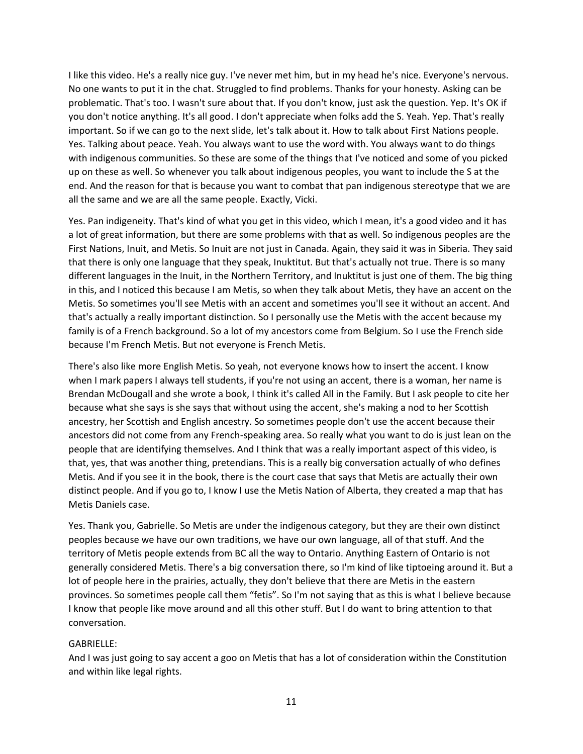I like this video. He's a really nice guy. I've never met him, but in my head he's nice. Everyone's nervous. No one wants to put it in the chat. Struggled to find problems. Thanks for your honesty. Asking can be problematic. That's too. I wasn't sure about that. If you don't know, just ask the question. Yep. It's OK if you don't notice anything. It's all good. I don't appreciate when folks add the S. Yeah. Yep. That's really important. So if we can go to the next slide, let's talk about it. How to talk about First Nations people. Yes. Talking about peace. Yeah. You always want to use the word with. You always want to do things with indigenous communities. So these are some of the things that I've noticed and some of you picked up on these as well. So whenever you talk about indigenous peoples, you want to include the S at the end. And the reason for that is because you want to combat that pan indigenous stereotype that we are all the same and we are all the same people. Exactly, Vicki.

Yes. Pan indigeneity. That's kind of what you get in this video, which I mean, it's a good video and it has a lot of great information, but there are some problems with that as well. So indigenous peoples are the First Nations, Inuit, and Metis. So Inuit are not just in Canada. Again, they said it was in Siberia. They said that there is only one language that they speak, Inuktitut. But that's actually not true. There is so many different languages in the Inuit, in the Northern Territory, and Inuktitut is just one of them. The big thing in this, and I noticed this because I am Metis, so when they talk about Metis, they have an accent on the Metis. So sometimes you'll see Metis with an accent and sometimes you'll see it without an accent. And that's actually a really important distinction. So I personally use the Metis with the accent because my family is of a French background. So a lot of my ancestors come from Belgium. So I use the French side because I'm French Metis. But not everyone is French Metis.

There's also like more English Metis. So yeah, not everyone knows how to insert the accent. I know when I mark papers I always tell students, if you're not using an accent, there is a woman, her name is Brendan McDougall and she wrote a book, I think it's called All in the Family. But I ask people to cite her because what she says is she says that without using the accent, she's making a nod to her Scottish ancestry, her Scottish and English ancestry. So sometimes people don't use the accent because their ancestors did not come from any French-speaking area. So really what you want to do is just lean on the people that are identifying themselves. And I think that was a really important aspect of this video, is that, yes, that was another thing, pretendians. This is a really big conversation actually of who defines Metis. And if you see it in the book, there is the court case that says that Metis are actually their own distinct people. And if you go to, I know I use the Metis Nation of Alberta, they created a map that has Metis Daniels case.

Yes. Thank you, Gabrielle. So Metis are under the indigenous category, but they are their own distinct peoples because we have our own traditions, we have our own language, all of that stuff. And the territory of Metis people extends from BC all the way to Ontario. Anything Eastern of Ontario is not generally considered Metis. There's a big conversation there, so I'm kind of like tiptoeing around it. But a lot of people here in the prairies, actually, they don't believe that there are Metis in the eastern provinces. So sometimes people call them "fetis". So I'm not saying that as this is what I believe because I know that people like move around and all this other stuff. But I do want to bring attention to that conversation.

GABRIELLE:
And I was just going to say accent a goo on Metis that has a lot of consideration within the Constitution and within like legal rights.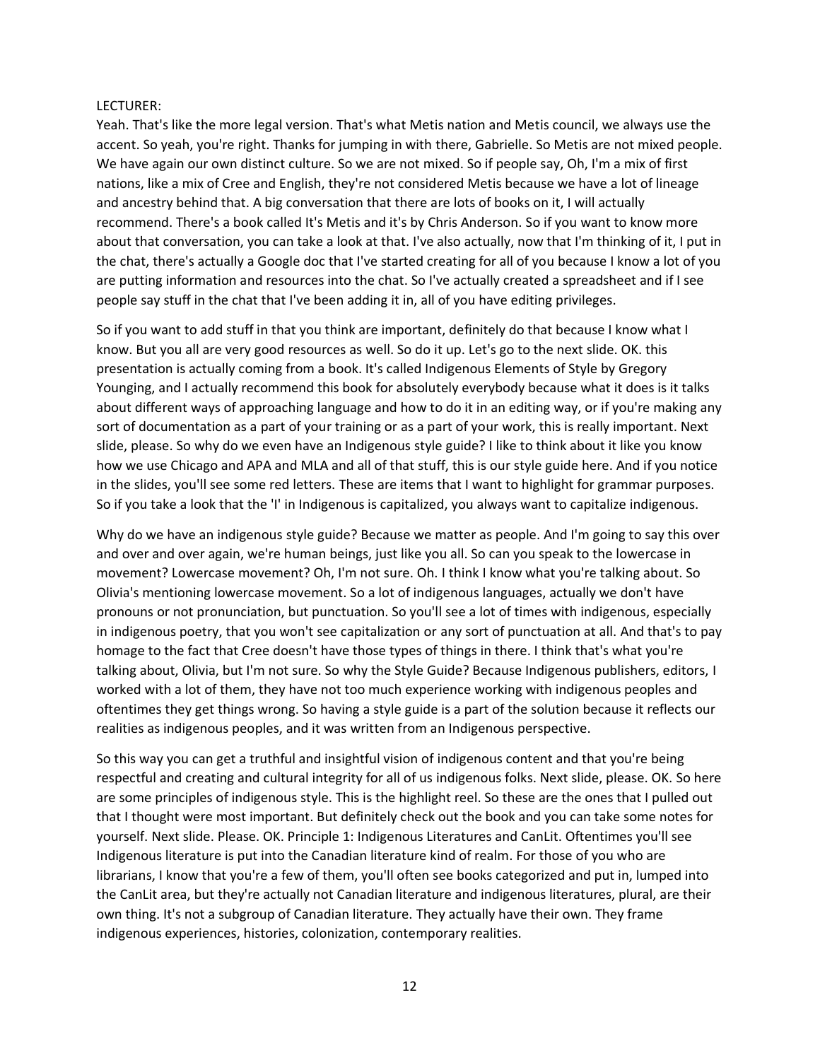LECTURER:

Yeah. That's like the more legal version. That's what Metis nation and Metis council, we always use the accent. So yeah, you're right. Thanks for jumping in with there, Gabrielle. So Metis are not mixed people. We have again our own distinct culture. So we are not mixed. So if people say, Oh, I'm a mix of first nations, like a mix of Cree and English, they're not considered Metis because we have a lot of lineage and ancestry behind that. A big conversation that there are lots of books on it, I will actually recommend. There's a book called It's Metis and it's by Chris Anderson. So if you want to know more about that conversation, you can take a look at that. I've also actually, now that I'm thinking of it, I put in the chat, there's actually a Google doc that I've started creating for all of you because I know a lot of you are putting information and resources into the chat. So I've actually created a spreadsheet and if I see people say stuff in the chat that I've been adding it in, all of you have editing privileges.

So if you want to add stuff in that you think are important, definitely do that because I know what I know. But you all are very good resources as well. So do it up. Let's go to the next slide. OK. this presentation is actually coming from a book. It's called Indigenous Elements of Style by Gregory Younging, and I actually recommend this book for absolutely everybody because what it does is it talks about different ways of approaching language and how to do it in an editing way, or if you're making any sort of documentation as a part of your training or as a part of your work, this is really important. Next slide, please. So why do we even have an Indigenous style guide? I like to think about it like you know how we use Chicago and APA and MLA and all of that stuff, this is our style guide here. And if you notice in the slides, you'll see some red letters. These are items that I want to highlight for grammar purposes. So if you take a look that the 'I' in Indigenous is capitalized, you always want to capitalize indigenous.

Why do we have an indigenous style guide? Because we matter as people. And I'm going to say this over and over and over again, we're human beings, just like you all. So can you speak to the lowercase in movement? Lowercase movement? Oh, I'm not sure. Oh. I think I know what you're talking about. So Olivia's mentioning lowercase movement. So a lot of indigenous languages, actually we don't have pronouns or not pronunciation, but punctuation. So you'll see a lot of times with indigenous, especially in indigenous poetry, that you won't see capitalization or any sort of punctuation at all. And that's to pay homage to the fact that Cree doesn't have those types of things in there. I think that's what you're talking about, Olivia, but I'm not sure. So why the Style Guide? Because Indigenous publishers, editors, I worked with a lot of them, they have not too much experience working with indigenous peoples and oftentimes they get things wrong. So having a style guide is a part of the solution because it reflects our realities as indigenous peoples, and it was written from an Indigenous perspective.

So this way you can get a truthful and insightful vision of indigenous content and that you're being respectful and creating and cultural integrity for all of us indigenous folks. Next slide, please. OK. So here are some principles of indigenous style. This is the highlight reel. So these are the ones that I pulled out that I thought were most important. But definitely check out the book and you can take some notes for yourself. Next slide. Please. OK. Principle 1: Indigenous Literatures and CanLit. Oftentimes you'll see Indigenous literature is put into the Canadian literature kind of realm. For those of you who are librarians, I know that you're a few of them, you'll often see books categorized and put in, lumped into the CanLit area, but they're actually not Canadian literature and indigenous literatures, plural, are their own thing. It's not a subgroup of Canadian literature. They actually have their own. They frame indigenous experiences, histories, colonization, contemporary realities.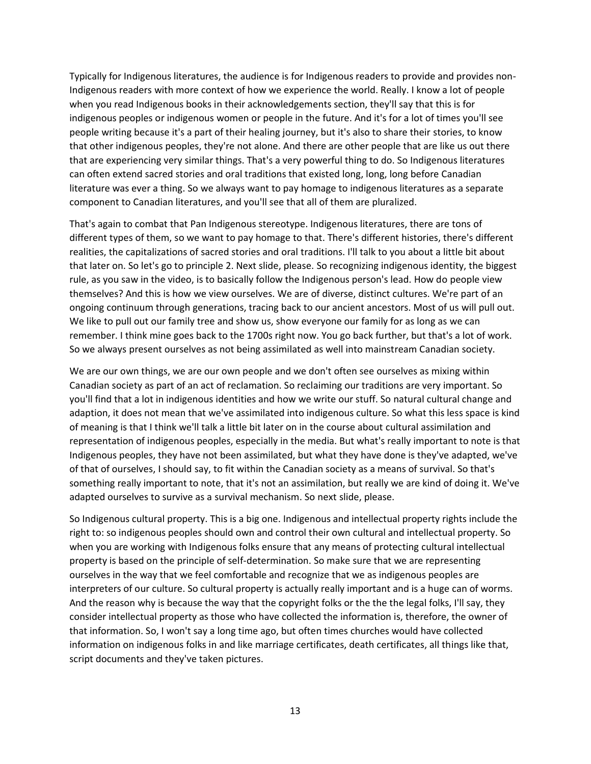Typically for Indigenous literatures, the audience is for Indigenous readers to provide and provides non-Indigenous readers with more context of how we experience the world. Really. I know a lot of people when you read Indigenous books in their acknowledgements section, they'll say that this is for indigenous peoples or indigenous women or people in the future. And it's for a lot of times you'll see people writing because it's a part of their healing journey, but it's also to share their stories, to know that other indigenous peoples, they're not alone. And there are other people that are like us out there that are experiencing very similar things. That's a very powerful thing to do. So Indigenous literatures can often extend sacred stories and oral traditions that existed long, long, long before Canadian literature was ever a thing. So we always want to pay homage to indigenous literatures as a separate component to Canadian literatures, and you'll see that all of them are pluralized.

That's again to combat that Pan Indigenous stereotype. Indigenous literatures, there are tons of different types of them, so we want to pay homage to that. There's different histories, there's different realities, the capitalizations of sacred stories and oral traditions. I'll talk to you about a little bit about that later on. So let's go to principle 2. Next slide, please. So recognizing indigenous identity, the biggest rule, as you saw in the video, is to basically follow the Indigenous person's lead. How do people view themselves? And this is how we view ourselves. We are of diverse, distinct cultures. We're part of an ongoing continuum through generations, tracing back to our ancient ancestors. Most of us will pull out. We like to pull out our family tree and show us, show everyone our family for as long as we can remember. I think mine goes back to the 1700s right now. You go back further, but that's a lot of work. So we always present ourselves as not being assimilated as well into mainstream Canadian society.

We are our own things, we are our own people and we don't often see ourselves as mixing within Canadian society as part of an act of reclamation. So reclaiming our traditions are very important. So you'll find that a lot in indigenous identities and how we write our stuff. So natural cultural change and adaption, it does not mean that we've assimilated into indigenous culture. So what this less space is kind of meaning is that I think we'll talk a little bit later on in the course about cultural assimilation and representation of indigenous peoples, especially in the media. But what's really important to note is that Indigenous peoples, they have not been assimilated, but what they have done is they've adapted, we've of that of ourselves, I should say, to fit within the Canadian society as a means of survival. So that's something really important to note, that it's not an assimilation, but really we are kind of doing it. We've adapted ourselves to survive as a survival mechanism. So next slide, please.

So Indigenous cultural property. This is a big one. Indigenous and intellectual property rights include the right to: so indigenous peoples should own and control their own cultural and intellectual property. So when you are working with Indigenous folks ensure that any means of protecting cultural intellectual property is based on the principle of self-determination. So make sure that we are representing ourselves in the way that we feel comfortable and recognize that we as indigenous peoples are interpreters of our culture. So cultural property is actually really important and is a huge can of worms. And the reason why is because the way that the copyright folks or the the the legal folks, I'll say, they consider intellectual property as those who have collected the information is, therefore, the owner of that information. So, I won't say a long time ago, but often times churches would have collected information on indigenous folks in and like marriage certificates, death certificates, all things like that, script documents and they've taken pictures.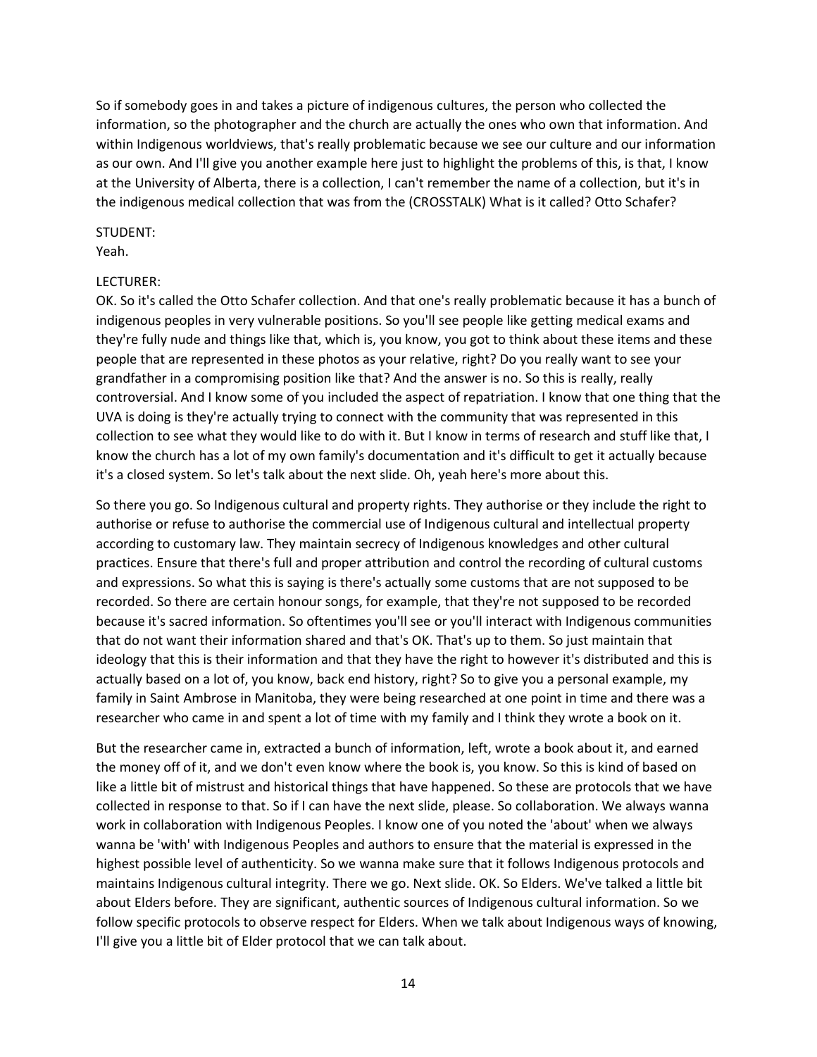So if somebody goes in and takes a picture of indigenous cultures, the person who collected the information, so the photographer and the church are actually the ones who own that information. And within Indigenous worldviews, that's really problematic because we see our culture and our information as our own. And I'll give you another example here just to highlight the problems of this, is that, I know at the University of Alberta, there is a collection, I can't remember the name of a collection, but it's in the indigenous medical collection that was from the (CROSSTALK) What is it called? Otto Schafer?

STUDENT:
Yeah.

LECTURER:
OK. So it's called the Otto Schafer collection. And that one's really problematic because it has a bunch of indigenous peoples in very vulnerable positions. So you'll see people like getting medical exams and they're fully nude and things like that, which is, you know, you got to think about these items and these people that are represented in these photos as your relative, right? Do you really want to see your grandfather in a compromising position like that? And the answer is no. So this is really, really controversial. And I know some of you included the aspect of repatriation. I know that one thing that the UVA is doing is they're actually trying to connect with the community that was represented in this collection to see what they would like to do with it. But I know in terms of research and stuff like that, I know the church has a lot of my own family's documentation and it's difficult to get it actually because it's a closed system. So let's talk about the next slide. Oh, yeah here's more about this.

So there you go. So Indigenous cultural and property rights. They authorise or they include the right to authorise or refuse to authorise the commercial use of Indigenous cultural and intellectual property according to customary law. They maintain secrecy of Indigenous knowledges and other cultural practices. Ensure that there's full and proper attribution and control the recording of cultural customs and expressions. So what this is saying is there's actually some customs that are not supposed to be recorded. So there are certain honour songs, for example, that they're not supposed to be recorded because it's sacred information. So oftentimes you'll see or you'll interact with Indigenous communities that do not want their information shared and that's OK. That's up to them. So just maintain that ideology that this is their information and that they have the right to however it's distributed and this is actually based on a lot of, you know, back end history, right? So to give you a personal example, my family in Saint Ambrose in Manitoba, they were being researched at one point in time and there was a researcher who came in and spent a lot of time with my family and I think they wrote a book on it.

But the researcher came in, extracted a bunch of information, left, wrote a book about it, and earned the money off of it, and we don't even know where the book is, you know. So this is kind of based on like a little bit of mistrust and historical things that have happened. So these are protocols that we have collected in response to that. So if I can have the next slide, please. So collaboration. We always wanna work in collaboration with Indigenous Peoples. I know one of you noted the 'about' when we always wanna be 'with' with Indigenous Peoples and authors to ensure that the material is expressed in the highest possible level of authenticity. So we wanna make sure that it follows Indigenous protocols and maintains Indigenous cultural integrity. There we go. Next slide. OK. So Elders. We've talked a little bit about Elders before. They are significant, authentic sources of Indigenous cultural information. So we follow specific protocols to observe respect for Elders. When we talk about Indigenous ways of knowing, I'll give you a little bit of Elder protocol that we can talk about.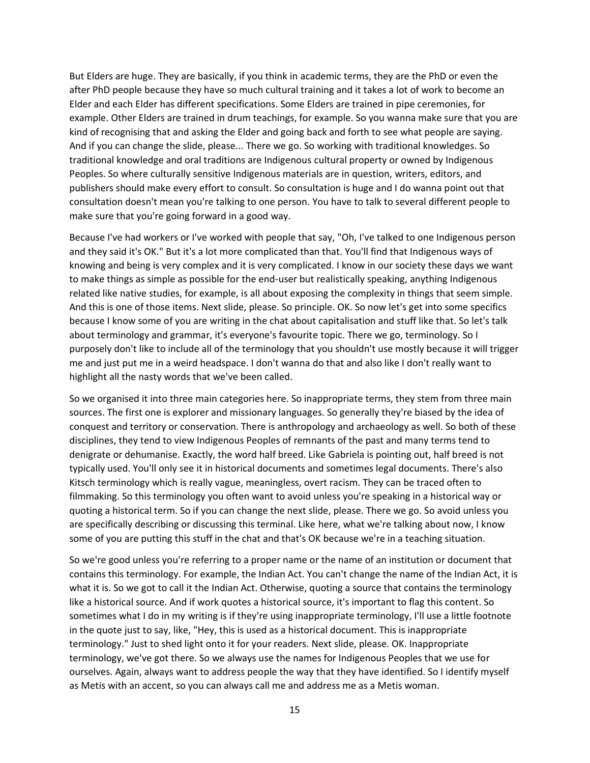But Elders are huge. They are basically, if you think in academic terms, they are the PhD or even the after PhD people because they have so much cultural training and it takes a lot of work to become an Elder and each Elder has different specifications. Some Elders are trained in pipe ceremonies, for example. Other Elders are trained in drum teachings, for example. So you wanna make sure that you are kind of recognising that and asking the Elder and going back and forth to see what people are saying. And if you can change the slide, please... There we go. So working with traditional knowledges. So traditional knowledge and oral traditions are Indigenous cultural property or owned by Indigenous Peoples. So where culturally sensitive Indigenous materials are in question, writers, editors, and publishers should make every effort to consult. So consultation is huge and I do wanna point out that consultation doesn't mean you're talking to one person. You have to talk to several different people to make sure that you're going forward in a good way.

Because I've had workers or I've worked with people that say, "Oh, I've talked to one Indigenous person and they said it's OK." But it's a lot more complicated than that. You'll find that Indigenous ways of knowing and being is very complex and it is very complicated. I know in our society these days we want to make things as simple as possible for the end-user but realistically speaking, anything Indigenous related like native studies, for example, is all about exposing the complexity in things that seem simple. And this is one of those items. Next slide, please. So principle. OK. So now let's get into some specifics because I know some of you are writing in the chat about capitalisation and stuff like that. So let's talk about terminology and grammar, it's everyone's favourite topic. There we go, terminology. So I purposely don't like to include all of the terminology that you shouldn't use mostly because it will trigger me and just put me in a weird headspace. I don't wanna do that and also like I don't really want to highlight all the nasty words that we've been called.

So we organised it into three main categories here. So inappropriate terms, they stem from three main sources. The first one is explorer and missionary languages. So generally they're biased by the idea of conquest and territory or conservation. There is anthropology and archaeology as well. So both of these disciplines, they tend to view Indigenous Peoples of remnants of the past and many terms tend to denigrate or dehumanise. Exactly, the word half breed. Like Gabriela is pointing out, half breed is not typically used. You'll only see it in historical documents and sometimes legal documents. There's also Kitsch terminology which is really vague, meaningless, overt racism. They can be traced often to filmmaking. So this terminology you often want to avoid unless you're speaking in a historical way or quoting a historical term. So if you can change the next slide, please. There we go. So avoid unless you are specifically describing or discussing this terminal. Like here, what we're talking about now, I know some of you are putting this stuff in the chat and that's OK because we're in a teaching situation.

So we're good unless you're referring to a proper name or the name of an institution or document that contains this terminology. For example, the Indian Act. You can't change the name of the Indian Act, it is what it is. So we got to call it the Indian Act. Otherwise, quoting a source that contains the terminology like a historical source. And if work quotes a historical source, it's important to flag this content. So sometimes what I do in my writing is if they're using inappropriate terminology, I'll use a little footnote in the quote just to say, like, "Hey, this is used as a historical document. This is inappropriate terminology." Just to shed light onto it for your readers. Next slide, please. OK. Inappropriate terminology, we've got there. So we always use the names for Indigenous Peoples that we use for ourselves. Again, always want to address people the way that they have identified. So I identify myself as Metis with an accent, so you can always call me and address me as a Metis woman.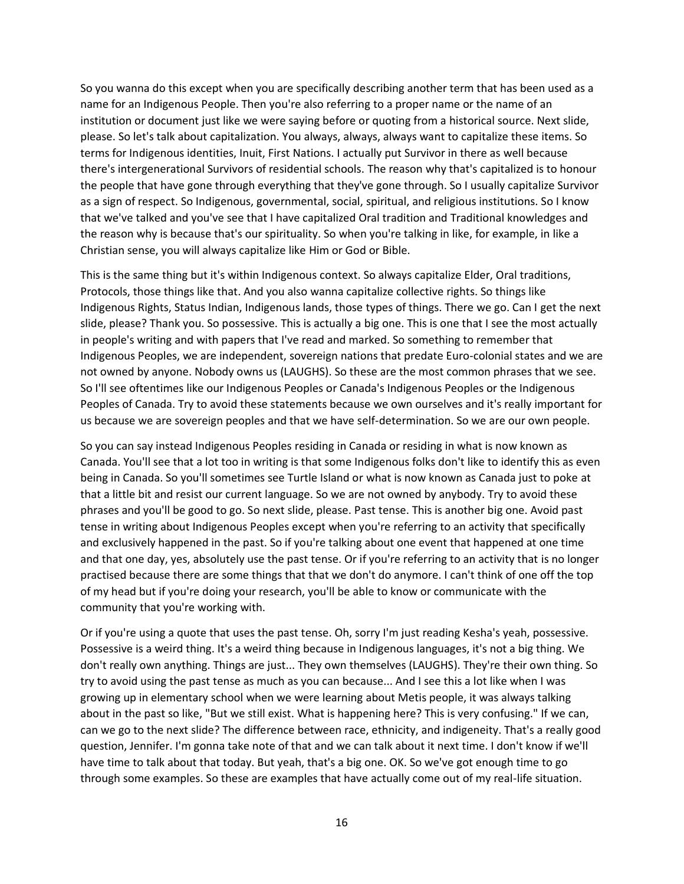So you wanna do this except when you are specifically describing another term that has been used as a name for an Indigenous People. Then you're also referring to a proper name or the name of an institution or document just like we were saying before or quoting from a historical source. Next slide, please. So let's talk about capitalization. You always, always, always want to capitalize these items. So terms for Indigenous identities, Inuit, First Nations. I actually put Survivor in there as well because there's intergenerational Survivors of residential schools. The reason why that's capitalized is to honour the people that have gone through everything that they've gone through. So I usually capitalize Survivor as a sign of respect. So Indigenous, governmental, social, spiritual, and religious institutions. So I know that we've talked and you've see that I have capitalized Oral tradition and Traditional knowledges and the reason why is because that's our spirituality. So when you're talking in like, for example, in like a Christian sense, you will always capitalize like Him or God or Bible.

This is the same thing but it's within Indigenous context. So always capitalize Elder, Oral traditions, Protocols, those things like that. And you also wanna capitalize collective rights. So things like Indigenous Rights, Status Indian, Indigenous lands, those types of things. There we go. Can I get the next slide, please? Thank you. So possessive. This is actually a big one. This is one that I see the most actually in people's writing and with papers that I've read and marked. So something to remember that Indigenous Peoples, we are independent, sovereign nations that predate Euro-colonial states and we are not owned by anyone. Nobody owns us (LAUGHS). So these are the most common phrases that we see. So I'll see oftentimes like our Indigenous Peoples or Canada's Indigenous Peoples or the Indigenous Peoples of Canada. Try to avoid these statements because we own ourselves and it's really important for us because we are sovereign peoples and that we have self-determination. So we are our own people.

So you can say instead Indigenous Peoples residing in Canada or residing in what is now known as Canada. You'll see that a lot too in writing is that some Indigenous folks don't like to identify this as even being in Canada. So you'll sometimes see Turtle Island or what is now known as Canada just to poke at that a little bit and resist our current language. So we are not owned by anybody. Try to avoid these phrases and you'll be good to go. So next slide, please. Past tense. This is another big one. Avoid past tense in writing about Indigenous Peoples except when you're referring to an activity that specifically and exclusively happened in the past. So if you're talking about one event that happened at one time and that one day, yes, absolutely use the past tense. Or if you're referring to an activity that is no longer practised because there are some things that that we don't do anymore. I can't think of one off the top of my head but if you're doing your research, you'll be able to know or communicate with the community that you're working with.

Or if you're using a quote that uses the past tense. Oh, sorry I'm just reading Kesha's yeah, possessive. Possessive is a weird thing. It's a weird thing because in Indigenous languages, it's not a big thing. We don't really own anything. Things are just... They own themselves (LAUGHS). They're their own thing. So try to avoid using the past tense as much as you can because... And I see this a lot like when I was growing up in elementary school when we were learning about Metis people, it was always talking about in the past so like, "But we still exist. What is happening here? This is very confusing." If we can, can we go to the next slide? The difference between race, ethnicity, and indigeneity. That's a really good question, Jennifer. I'm gonna take note of that and we can talk about it next time. I don't know if we'll have time to talk about that today. But yeah, that's a big one. OK. So we've got enough time to go through some examples. So these are examples that have actually come out of my real-life situation.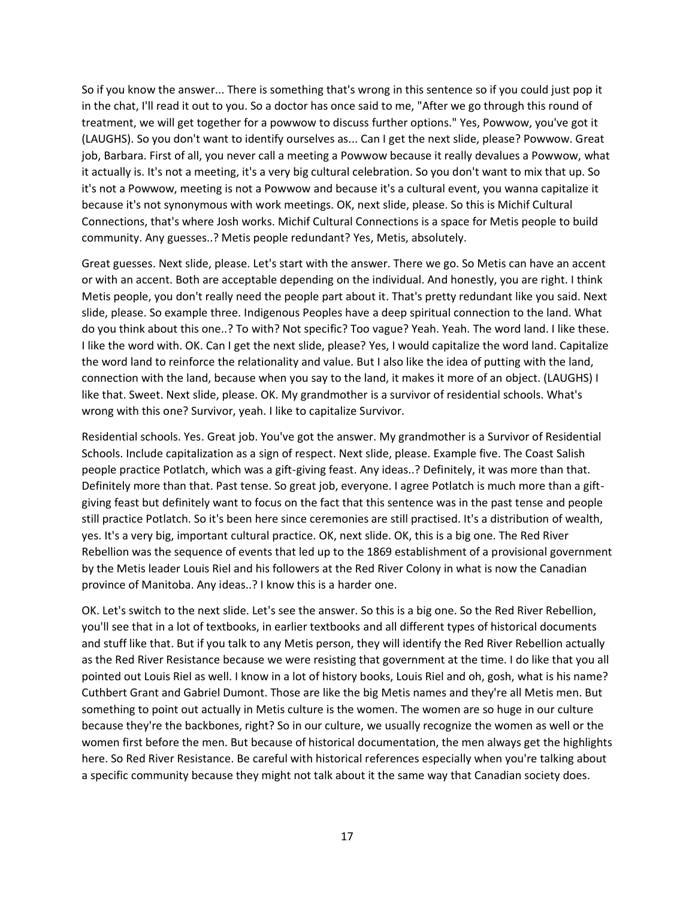So if you know the answer... There is something that's wrong in this sentence so if you could just pop it in the chat, I'll read it out to you. So a doctor has once said to me, "After we go through this round of treatment, we will get together for a powwow to discuss further options." Yes, Powwow, you've got it (LAUGHS). So you don't want to identify ourselves as... Can I get the next slide, please? Powwow. Great job, Barbara. First of all, you never call a meeting a Powwow because it really devalues a Powwow, what it actually is. It's not a meeting, it's a very big cultural celebration. So you don't want to mix that up. So it's not a Powwow, meeting is not a Powwow and because it's a cultural event, you wanna capitalize it because it's not synonymous with work meetings. OK, next slide, please. So this is Michif Cultural Connections, that's where Josh works. Michif Cultural Connections is a space for Metis people to build community. Any guesses..? Metis people redundant? Yes, Metis, absolutely.

Great guesses. Next slide, please. Let's start with the answer. There we go. So Metis can have an accent or with an accent. Both are acceptable depending on the individual. And honestly, you are right. I think Metis people, you don't really need the people part about it. That's pretty redundant like you said. Next slide, please. So example three. Indigenous Peoples have a deep spiritual connection to the land. What do you think about this one..? To with? Not specific? Too vague? Yeah. Yeah. The word land. I like these. I like the word with. OK. Can I get the next slide, please? Yes, I would capitalize the word land. Capitalize the word land to reinforce the relationality and value. But I also like the idea of putting with the land, connection with the land, because when you say to the land, it makes it more of an object. (LAUGHS) I like that. Sweet. Next slide, please. OK. My grandmother is a survivor of residential schools. What's wrong with this one? Survivor, yeah. I like to capitalize Survivor.

Residential schools. Yes. Great job. You've got the answer. My grandmother is a Survivor of Residential Schools. Include capitalization as a sign of respect. Next slide, please. Example five. The Coast Salish people practice Potlatch, which was a gift-giving feast. Any ideas..? Definitely, it was more than that. Definitely more than that. Past tense. So great job, everyone. I agree Potlatch is much more than a gift-giving feast but definitely want to focus on the fact that this sentence was in the past tense and people still practice Potlatch. So it's been here since ceremonies are still practised. It's a distribution of wealth, yes. It's a very big, important cultural practice. OK, next slide. OK, this is a big one. The Red River Rebellion was the sequence of events that led up to the 1869 establishment of a provisional government by the Metis leader Louis Riel and his followers at the Red River Colony in what is now the Canadian province of Manitoba. Any ideas..? I know this is a harder one.

OK. Let's switch to the next slide. Let's see the answer. So this is a big one. So the Red River Rebellion, you'll see that in a lot of textbooks, in earlier textbooks and all different types of historical documents and stuff like that. But if you talk to any Metis person, they will identify the Red River Rebellion actually as the Red River Resistance because we were resisting that government at the time. I do like that you all pointed out Louis Riel as well. I know in a lot of history books, Louis Riel and oh, gosh, what is his name? Cuthbert Grant and Gabriel Dumont. Those are like the big Metis names and they're all Metis men. But something to point out actually in Metis culture is the women. The women are so huge in our culture because they're the backbones, right? So in our culture, we usually recognize the women as well or the women first before the men. But because of historical documentation, the men always get the highlights here. So Red River Resistance. Be careful with historical references especially when you're talking about a specific community because they might not talk about it the same way that Canadian society does.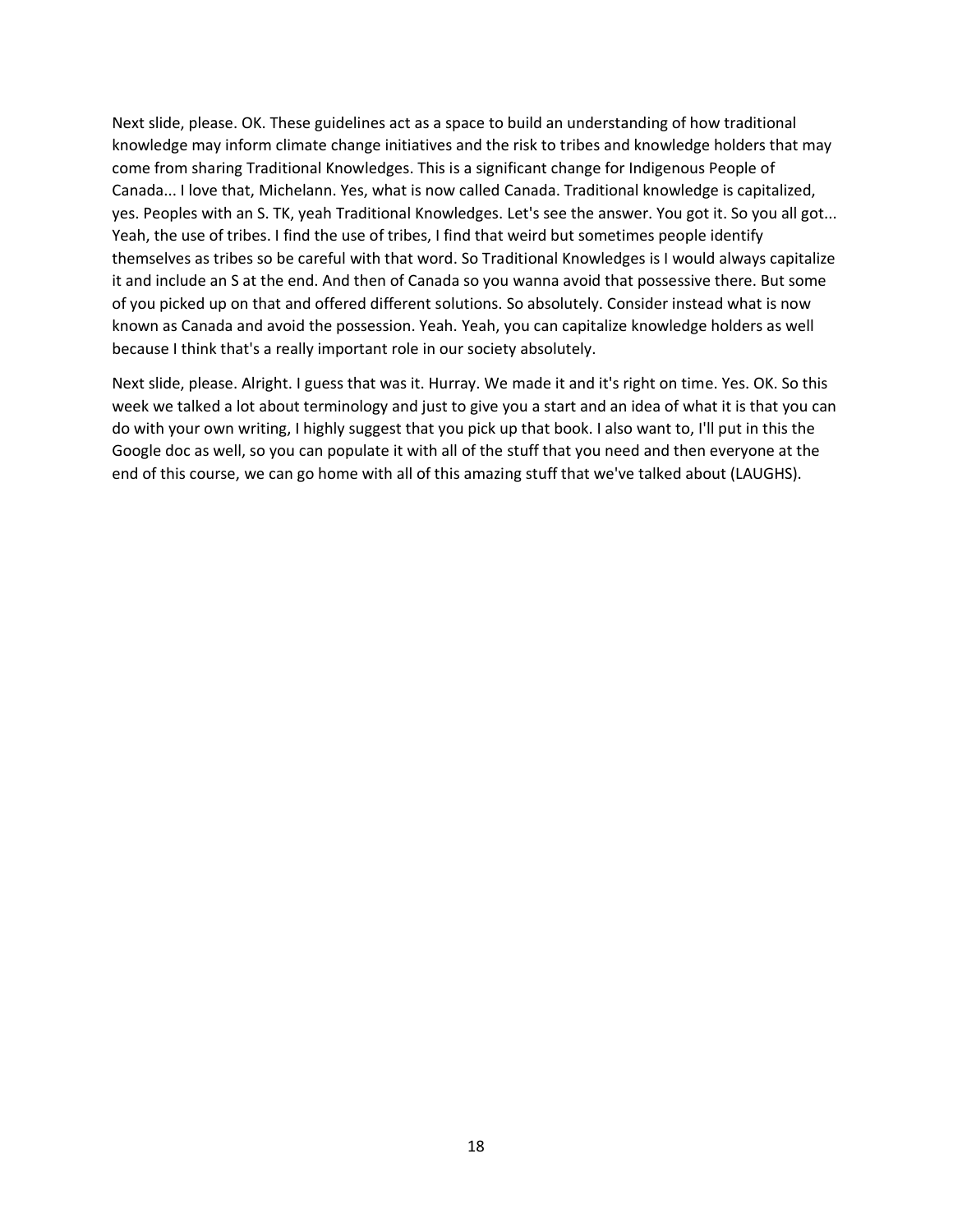Next slide, please. OK. These guidelines act as a space to build an understanding of how traditional knowledge may inform climate change initiatives and the risk to tribes and knowledge holders that may come from sharing Traditional Knowledges. This is a significant change for Indigenous People of Canada... I love that, Michelann. Yes, what is now called Canada. Traditional knowledge is capitalized, yes. Peoples with an S. TK, yeah Traditional Knowledges. Let's see the answer. You got it. So you all got... Yeah, the use of tribes. I find the use of tribes, I find that weird but sometimes people identify themselves as tribes so be careful with that word. So Traditional Knowledges is I would always capitalize it and include an S at the end. And then of Canada so you wanna avoid that possessive there. But some of you picked up on that and offered different solutions. So absolutely. Consider instead what is now known as Canada and avoid the possession. Yeah. Yeah, you can capitalize knowledge holders as well because I think that's a really important role in our society absolutely.

Next slide, please. Alright. I guess that was it. Hurray. We made it and it's right on time. Yes. OK. So this week we talked a lot about terminology and just to give you a start and an idea of what it is that you can do with your own writing, I highly suggest that you pick up that book. I also want to, I'll put in this the Google doc as well, so you can populate it with all of the stuff that you need and then everyone at the end of this course, we can go home with all of this amazing stuff that we've talked about (LAUGHS).